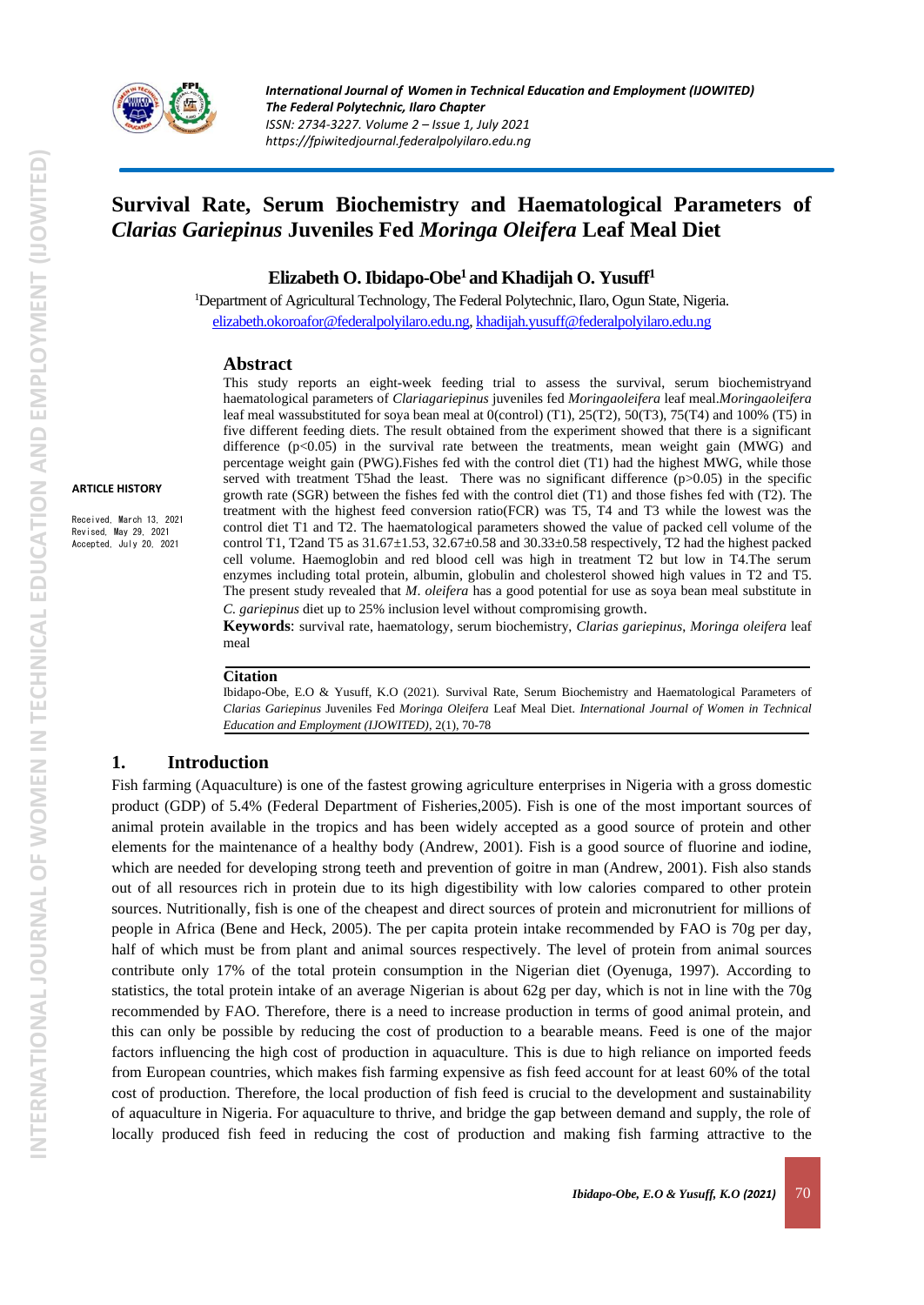# Survival Rate, Serum Biochemistry and Haematological Parameters of *Clarias Gariepinus* Juveniles Fed *Moringa Oleifera* Leaf Meal Diet

**Elizabeth O. Ibidapo-Obe[1] and Khadijah O. Yusuff[1]**

[1]Department of Agricultural Technology, The Federal Polytechnic, Ilaro, Ogun State, Nigeria.
elizabeth.okoroafor@federalpolyilaro.edu.ng, khadijah.yusuff@federalpolyilaro.edu.ng

**ARTICLE HISTORY**

Received, March 13, 2021
Revised, May 29, 2021
Accepted, July 20, 2021

## Abstract

This study reports an eight-week feeding trial to assess the survival, serum biochemistryand haematological parameters of *Clariasgariepinus* juveniles fed *Moringaoleifera* leaf meal.*Moringaoleifera* leaf meal wassubstituted for soya bean meal at 0(control) (T1), 25(T2), 50(T3), 75(T4) and 100% (T5) in five different feeding diets. The result obtained from the experiment showed that there is a significant difference ($p<0.05$) in the survival rate between the treatments, mean weight gain (MWG) and percentage weight gain (PWG).Fishes fed with the control diet (T1) had the highest MWG, while those served with treatment T5had the least. There was no significant difference ($p>0.05$) in the specific growth rate (SGR) between the fishes fed with the control diet (T1) and those fishes fed with (T2). The treatment with the highest feed conversion ratio(FCR) was T5, T4 and T3 while the lowest was the control diet T1 and T2. The haematological parameters showed the value of packed cell volume of the control T1, T2and T5 as 31.67±1.53, 32.67±0.58 and 30.33±0.58 respectively, T2 had the highest packed cell volume. Haemoglobin and red blood cell was high in treatment T2 but low in T4.The serum enzymes including total protein, albumin, globulin and cholesterol showed high values in T2 and T5. The present study revealed that *M. oleifera* has a good potential for use as soya bean meal substitute in *C. gariepinus* diet up to 25% inclusion level without compromising growth.

**Keywords**: survival rate, haematology, serum biochemistry, *Clarias gariepinus*, *Moringa oleifera* leaf meal

**Citation**

Ibidapo-Obe, E.O & Yusuff, K.O (2021). Survival Rate, Serum Biochemistry and Haematological Parameters of *Clarias Gariepinus* Juveniles Fed *Moringa Oleifera* Leaf Meal Diet. *International Journal of Women in Technical Education and Employment (IJOWITED)*, 2(1), 70-78

## 1. Introduction

Fish farming (Aquaculture) is one of the fastest growing agriculture enterprises in Nigeria with a gross domestic product (GDP) of 5.4% (Federal Department of Fisheries,2005). Fish is one of the most important sources of animal protein available in the tropics and has been widely accepted as a good source of protein and other elements for the maintenance of a healthy body (Andrew, 2001). Fish is a good source of fluorine and iodine, which are needed for developing strong teeth and prevention of goitre in man (Andrew, 2001). Fish also stands out of all resources rich in protein due to its high digestibility with low calories compared to other protein sources. Nutritionally, fish is one of the cheapest and direct sources of protein and micronutrient for millions of people in Africa (Bene and Heck, 2005). The per capita protein intake recommended by FAO is 70g per day, half of which must be from plant and animal sources respectively. The level of protein from animal sources contribute only 17% of the total protein consumption in the Nigerian diet (Oyenuga, 1997). According to statistics, the total protein intake of an average Nigerian is about 62g per day, which is not in line with the 70g recommended by FAO. Therefore, there is a need to increase production in terms of good animal protein, and this can only be possible by reducing the cost of production to a bearable means. Feed is one of the major factors influencing the high cost of production in aquaculture. This is due to high reliance on imported feeds from European countries, which makes fish farming expensive as fish feed account for at least 60% of the total cost of production. Therefore, the local production of fish feed is crucial to the development and sustainability of aquaculture in Nigeria. For aquaculture to thrive, and bridge the gap between demand and supply, the role of locally produced fish feed in reducing the cost of production and making fish farming attractive to the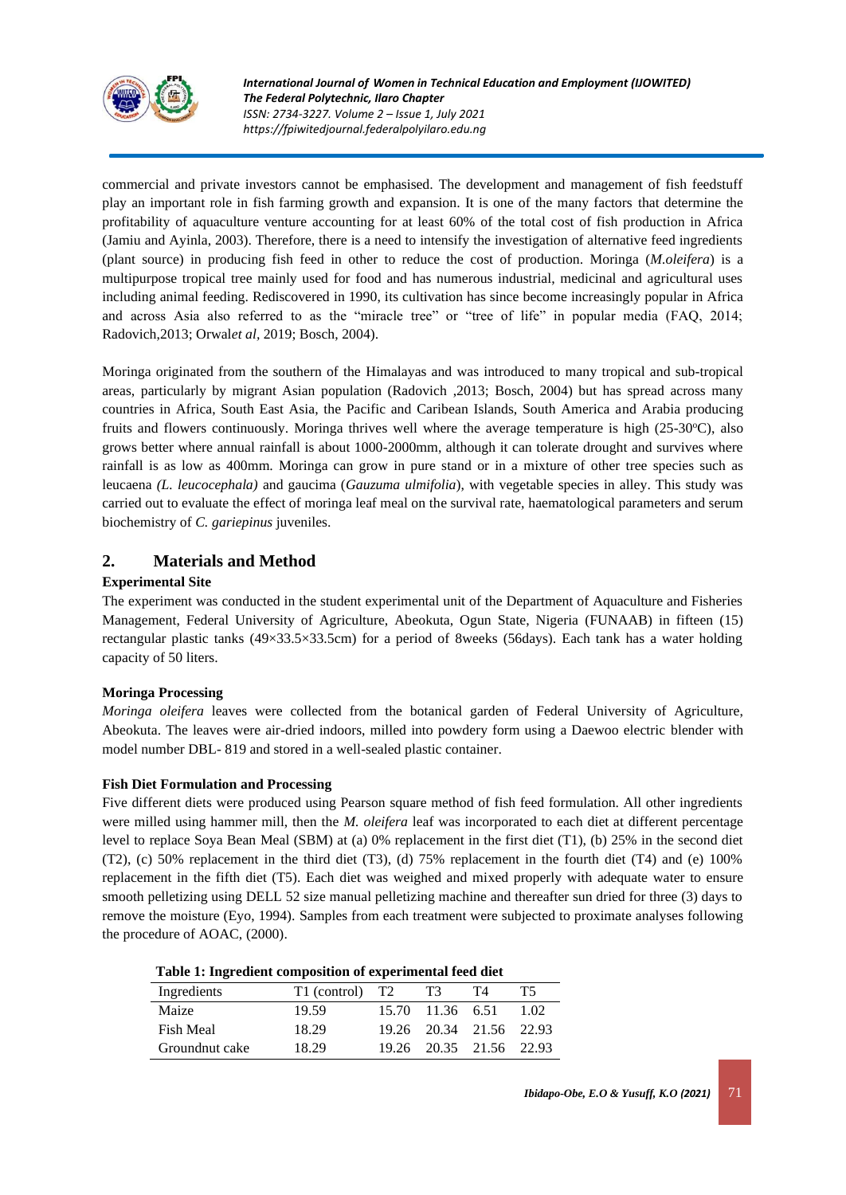commercial and private investors cannot be emphasised. The development and management of fish feedstuff play an important role in fish farming growth and expansion. It is one of the many factors that determine the profitability of aquaculture venture accounting for at least 60% of the total cost of fish production in Africa (Jamiu and Ayinla, 2003). Therefore, there is a need to intensify the investigation of alternative feed ingredients (plant source) in producing fish feed in other to reduce the cost of production. Moringa (*M.oleifera*) is a multipurpose tropical tree mainly used for food and has numerous industrial, medicinal and agricultural uses including animal feeding. Rediscovered in 1990, its cultivation has since become increasingly popular in Africa and across Asia also referred to as the "miracle tree" or "tree of life" in popular media (FAQ, 2014; Radovich,2013; Orwal*et al*, 2019; Bosch, 2004).

Moringa originated from the southern of the Himalayas and was introduced to many tropical and sub-tropical areas, particularly by migrant Asian population (Radovich ,2013; Bosch, 2004) but has spread across many countries in Africa, South East Asia, the Pacific and Caribean Islands, South America and Arabia producing fruits and flowers continuously. Moringa thrives well where the average temperature is high (25-30$^{o}$C), also grows better where annual rainfall is about 1000-2000mm, although it can tolerate drought and survives where rainfall is as low as 400mm. Moringa can grow in pure stand or in a mixture of other tree species such as leucaena *(L. leucocephala)* and gaucima (*Gauzuma ulmifolia*), with vegetable species in alley. This study was carried out to evaluate the effect of moringa leaf meal on the survival rate, haematological parameters and serum biochemistry of *C. gariepinus* juveniles.

## 2. Materials and Method

**Experimental Site**

The experiment was conducted in the student experimental unit of the Department of Aquaculture and Fisheries Management, Federal University of Agriculture, Abeokuta, Ogun State, Nigeria (FUNAAB) in fifteen (15) rectangular plastic tanks (49×33.5×33.5cm) for a period of 8weeks (56days). Each tank has a water holding capacity of 50 liters.

**Moringa Processing**

*Moringa oleifera* leaves were collected from the botanical garden of Federal University of Agriculture, Abeokuta. The leaves were air-dried indoors, milled into powdery form using a Daewoo electric blender with model number DBL- 819 and stored in a well-sealed plastic container.

**Fish Diet Formulation and Processing**

Five different diets were produced using Pearson square method of fish feed formulation. All other ingredients were milled using hammer mill, then the *M. oleifera* leaf was incorporated to each diet at different percentage level to replace Soya Bean Meal (SBM) at (a) 0% replacement in the first diet (T1), (b) 25% in the second diet (T2), (c) 50% replacement in the third diet (T3), (d) 75% replacement in the fourth diet (T4) and (e) 100% replacement in the fifth diet (T5). Each diet was weighed and mixed properly with adequate water to ensure smooth pelletizing using DELL 52 size manual pelletizing machine and thereafter sun dried for three (3) days to remove the moisture (Eyo, 1994). Samples from each treatment were subjected to proximate analyses following the procedure of AOAC, (2000).

**Table 1: Ingredient composition of experimental feed diet**

| Ingredients | T1 (control) | T2 | T3 | T4 | T5 |
|---|---|---|---|---|---|
| Maize | 19.59 | 15.70 | 11.36 | 6.51 | 1.02 |
| Fish Meal | 18.29 | 19.26 | 20.34 | 21.56 | 22.93 |
| Groundnut cake | 18.29 | 19.26 | 20.35 | 21.56 | 22.93 |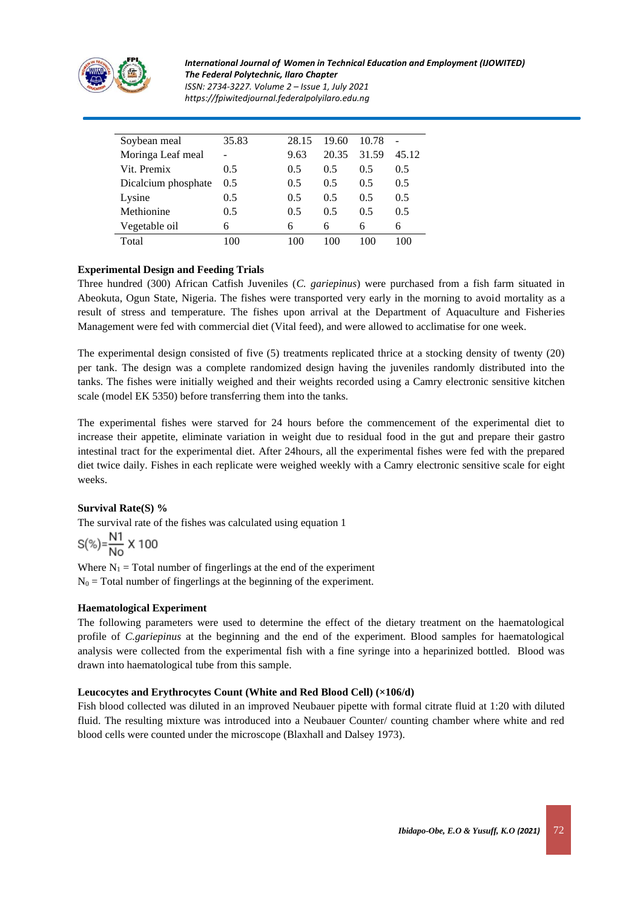| | | | | | |
|---|---|---|---|---|---|
| Soybean meal | 35.83 | 28.15 | 19.60 | 10.78 | - |
| Moringa Leaf meal | - | 9.63 | 20.35 | 31.59 | 45.12 |
| Vit. Premix | 0.5 | 0.5 | 0.5 | 0.5 | 0.5 |
| Dicalcium phosphate | 0.5 | 0.5 | 0.5 | 0.5 | 0.5 |
| Lysine | 0.5 | 0.5 | 0.5 | 0.5 | 0.5 |
| Methionine | 0.5 | 0.5 | 0.5 | 0.5 | 0.5 |
| Vegetable oil | 6 | 6 | 6 | 6 | 6 |
| Total | 100 | 100 | 100 | 100 | 100 |

**Experimental Design and Feeding Trials**

Three hundred (300) African Catfish Juveniles (*C. gariepinus*) were purchased from a fish farm situated in Abeokuta, Ogun State, Nigeria. The fishes were transported very early in the morning to avoid mortality as a result of stress and temperature. The fishes upon arrival at the Department of Aquaculture and Fisheries Management were fed with commercial diet (Vital feed), and were allowed to acclimatise for one week.

The experimental design consisted of five (5) treatments replicated thrice at a stocking density of twenty (20) per tank. The design was a complete randomized design having the juveniles randomly distributed into the tanks. The fishes were initially weighed and their weights recorded using a Camry electronic sensitive kitchen scale (model EK 5350) before transferring them into the tanks.

The experimental fishes were starved for 24 hours before the commencement of the experimental diet to increase their appetite, eliminate variation in weight due to residual food in the gut and prepare their gastro intestinal tract for the experimental diet. After 24hours, all the experimental fishes were fed with the prepared diet twice daily. Fishes in each replicate were weighed weekly with a Camry electronic sensitive scale for eight weeks.

**Survival Rate(S) %**

The survival rate of the fishes was calculated using equation 1

$$S(\%) = \frac{N1}{No} \times 100$$

Where $N_1$ = Total number of fingerlings at the end of the experiment
$N_0$ = Total number of fingerlings at the beginning of the experiment.

**Haematological Experiment**

The following parameters were used to determine the effect of the dietary treatment on the haematological profile of *C.gariepinus* at the beginning and the end of the experiment. Blood samples for haematological analysis were collected from the experimental fish with a fine syringe into a heparinized bottled. Blood was drawn into haematological tube from this sample.

**Leucocytes and Erythrocytes Count (White and Red Blood Cell) (×106/d)**

Fish blood collected was diluted in an improved Neubauer pipette with formal citrate fluid at 1:20 with diluted fluid. The resulting mixture was introduced into a Neubauer Counter/ counting chamber where white and red blood cells were counted under the microscope (Blaxhall and Dalsey 1973).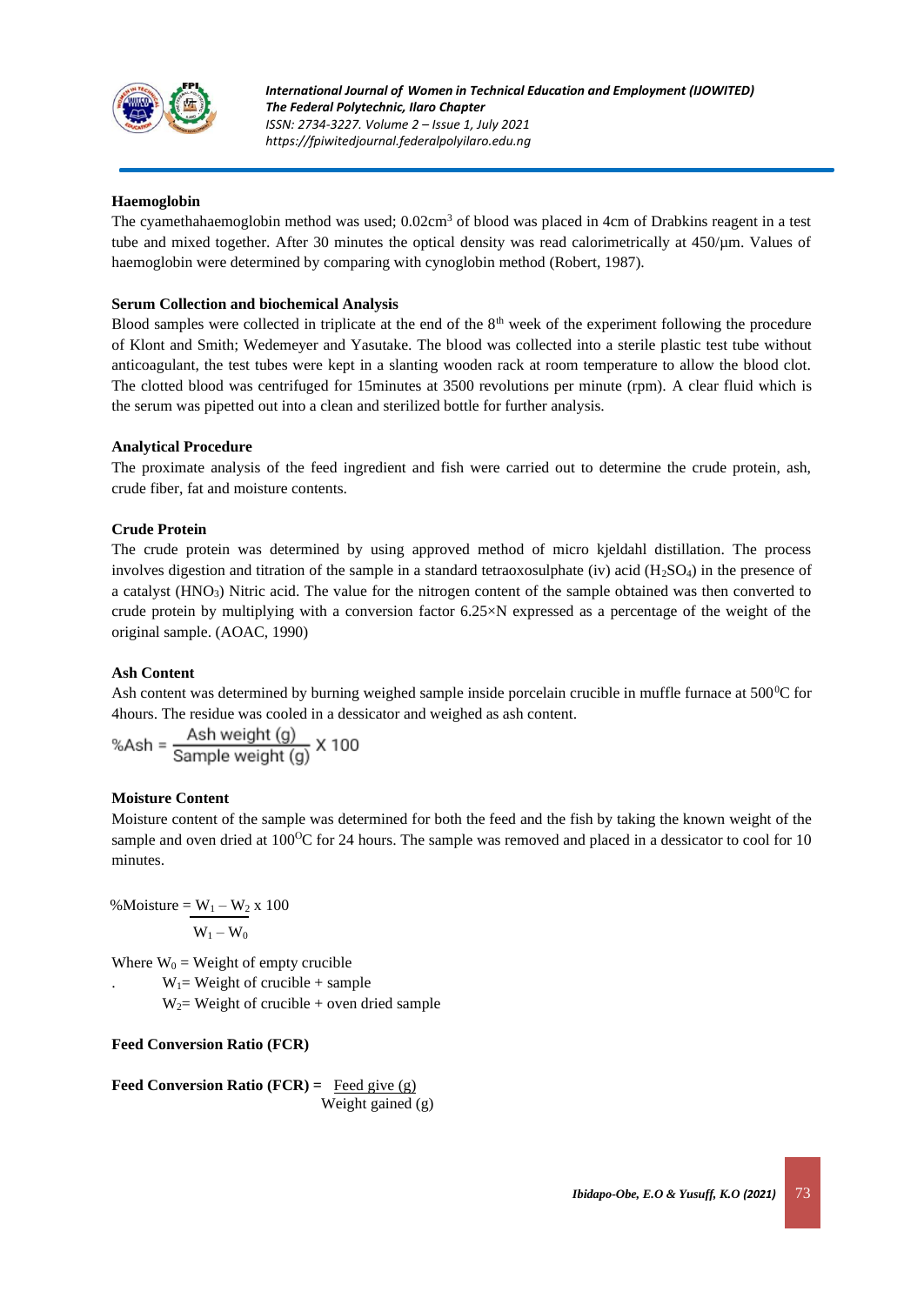**Haemoglobin**

The cyamethahaemoglobin method was used; $0.02cm^3$ of blood was placed in 4cm of Drabkins reagent in a test tube and mixed together. After 30 minutes the optical density was read calorimetrically at 450/µm. Values of haemoglobin were determined by comparing with cynoglobin method (Robert, 1987).

**Serum Collection and biochemical Analysis**

Blood samples were collected in triplicate at the end of the $8^{th}$ week of the experiment following the procedure of Klont and Smith; Wedemeyer and Yasutake. The blood was collected into a sterile plastic test tube without anticoagulant, the test tubes were kept in a slanting wooden rack at room temperature to allow the blood clot. The clotted blood was centrifuged for 15minutes at 3500 revolutions per minute (rpm). A clear fluid which is the serum was pipetted out into a clean and sterilized bottle for further analysis.

**Analytical Procedure**

The proximate analysis of the feed ingredient and fish were carried out to determine the crude protein, ash, crude fiber, fat and moisture contents.

**Crude Protein**

The crude protein was determined by using approved method of micro kjeldahl distillation. The process involves digestion and titration of the sample in a standard tetraoxosulphate (iv) acid ($H_2SO_4$) in the presence of a catalyst ($HNO_3$) Nitric acid. The value for the nitrogen content of the sample obtained was then converted to crude protein by multiplying with a conversion factor 6.25×N expressed as a percentage of the weight of the original sample. (AOAC, 1990)

**Ash Content**

Ash content was determined by burning weighed sample inside porcelain crucible in muffle furnace at $500^0$C for 4hours. The residue was cooled in a dessicator and weighed as ash content.

$$\%Ash = \frac{\text{Ash weight (g)}}{\text{Sample weight (g)}} \text{ X } 100$$

**Moisture Content**

Moisture content of the sample was determined for both the feed and the fish by taking the known weight of the sample and oven dried at $100^O$C for 24 hours. The sample was removed and placed in a dessicator to cool for 10 minutes.

$$\%Moisture = \frac{W_1 - W_2}{W_1 - W_0} \text{ x } 100$$

Where $W_0$ = Weight of empty crucible

$W_1$= Weight of crucible + sample

$W_2$= Weight of crucible + oven dried sample

**Feed Conversion Ratio (FCR)**

$$\textbf{Feed Conversion Ratio (FCR)} = \frac{\text{Feed give (g)}}{\text{Weight gained (g)}}$$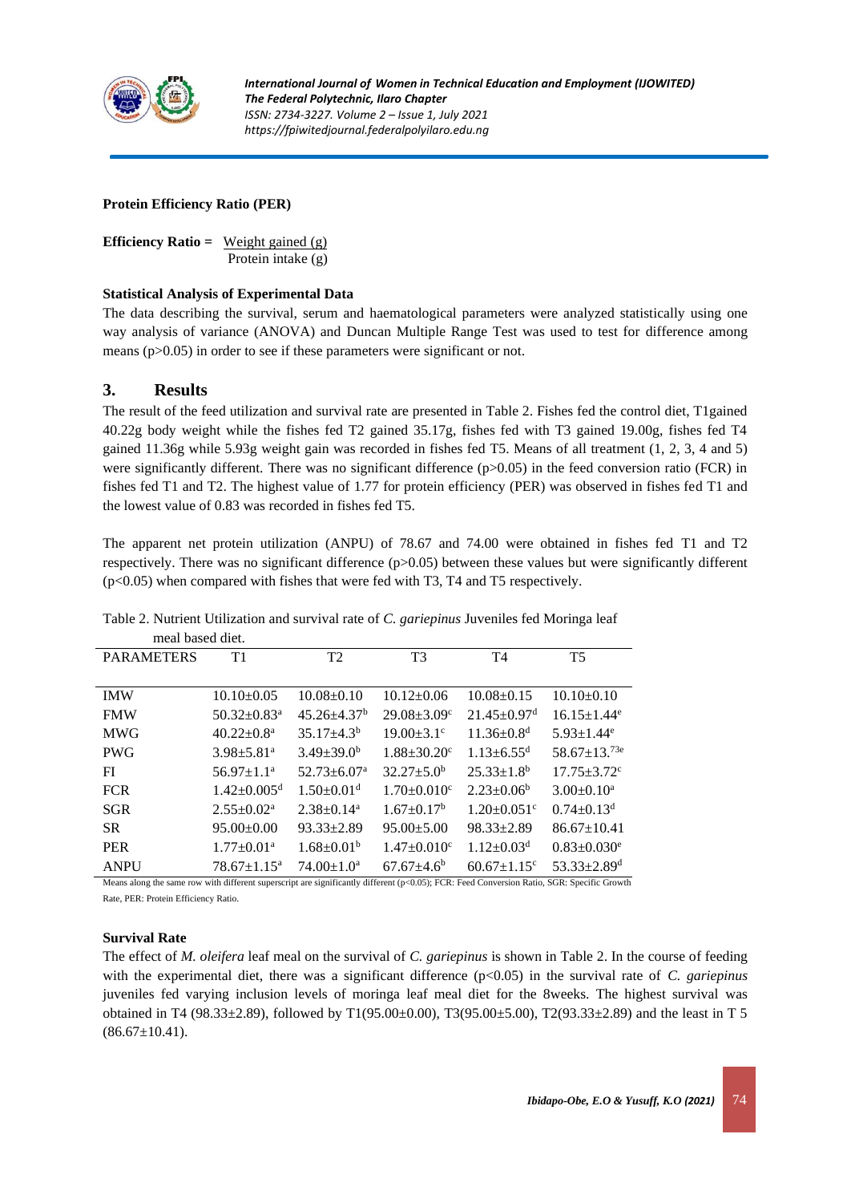**Protein Efficiency Ratio (PER)**

$$\textbf{Efficiency Ratio} = \frac{\text{Weight gained (g)}}{\text{Protein intake (g)}}$$

**Statistical Analysis of Experimental Data**

The data describing the survival, serum and haematological parameters were analyzed statistically using one way analysis of variance (ANOVA) and Duncan Multiple Range Test was used to test for difference among means ($p>0.05$) in order to see if these parameters were significant or not.

## 3. Results

The result of the feed utilization and survival rate are presented in Table 2. Fishes fed the control diet, T1gained 40.22g body weight while the fishes fed T2 gained 35.17g, fishes fed with T3 gained 19.00g, fishes fed T4 gained 11.36g while 5.93g weight gain was recorded in fishes fed T5. Means of all treatment (1, 2, 3, 4 and 5) were significantly different. There was no significant difference ($p>0.05$) in the feed conversion ratio (FCR) in fishes fed T1 and T2. The highest value of 1.77 for protein efficiency (PER) was observed in fishes fed T1 and the lowest value of 0.83 was recorded in fishes fed T5.

The apparent net protein utilization (ANPU) of 78.67 and 74.00 were obtained in fishes fed T1 and T2 respectively. There was no significant difference ($p>0.05$) between these values but were significantly different ($p<0.05$) when compared with fishes that were fed with T3, T4 and T5 respectively.

Table 2. Nutrient Utilization and survival rate of *C. gariepinus* Juveniles fed Moringa leaf meal based diet.

| PARAMETERS | T1 | T2 | T3 | T4 | T5 |
|---|---|---|---|---|---|
| IMW | 10.10±0.05 | 10.08±0.10 | 10.12±0.06 | 10.08±0.15 | 10.10±0.10 |
| FMW | 50.32±0.83[a] | 45.26±4.37[b] | 29.08±3.09[c] | 21.45±0.97[d] | 16.15±1.44[e] |
| MWG | 40.22±0.8[a] | 35.17±4.3[b] | 19.00±3.1[c] | 11.36±0.8[d] | 5.93±1.44[e] |
| PWG | 3.98±5.81[a] | 3.49±39.0[b] | 1.88±30.20[c] | 1.13±6.55[d] | 58.67±13.[73e] |
| FI | 56.97±1.1[a] | 52.73±6.07[a] | 32.27±5.0[b] | 25.33±1.8[b] | 17.75±3.72[c] |
| FCR | 1.42±0.005[d] | 1.50±0.01[d] | 1.70±0.010[c] | 2.23±0.06[b] | 3.00±0.10[a] |
| SGR | 2.55±0.02[a] | 2.38±0.14[a] | 1.67±0.17[b] | 1.20±0.051[c] | 0.74±0.13[d] |
| SR | 95.00±0.00 | 93.33±2.89 | 95.00±5.00 | 98.33±2.89 | 86.67±10.41 |
| PER | 1.77±0.01[a] | 1.68±0.01[b] | 1.47±0.010[c] | 1.12±0.03[d] | 0.83±0.030[e] |
| ANPU | 78.67±1.15[a] | 74.00±1.0[a] | 67.67±4.6[b] | 60.67±1.15[c] | 53.33±2.89[d] |

Means along the same row with different superscript are significantly different ($p<0.05$); FCR: Feed Conversion Ratio, SGR: Specific Growth Rate, PER: Protein Efficiency Ratio.

**Survival Rate**

The effect of *M. oleifera* leaf meal on the survival of *C. gariepinus* is shown in Table 2. In the course of feeding with the experimental diet, there was a significant difference ($p<0.05$) in the survival rate of *C. gariepinus* juveniles fed varying inclusion levels of moringa leaf meal diet for the 8weeks. The highest survival was obtained in T4 (98.33±2.89), followed by T1(95.00±0.00), T3(95.00±5.00), T2(93.33±2.89) and the least in T 5 (86.67±10.41).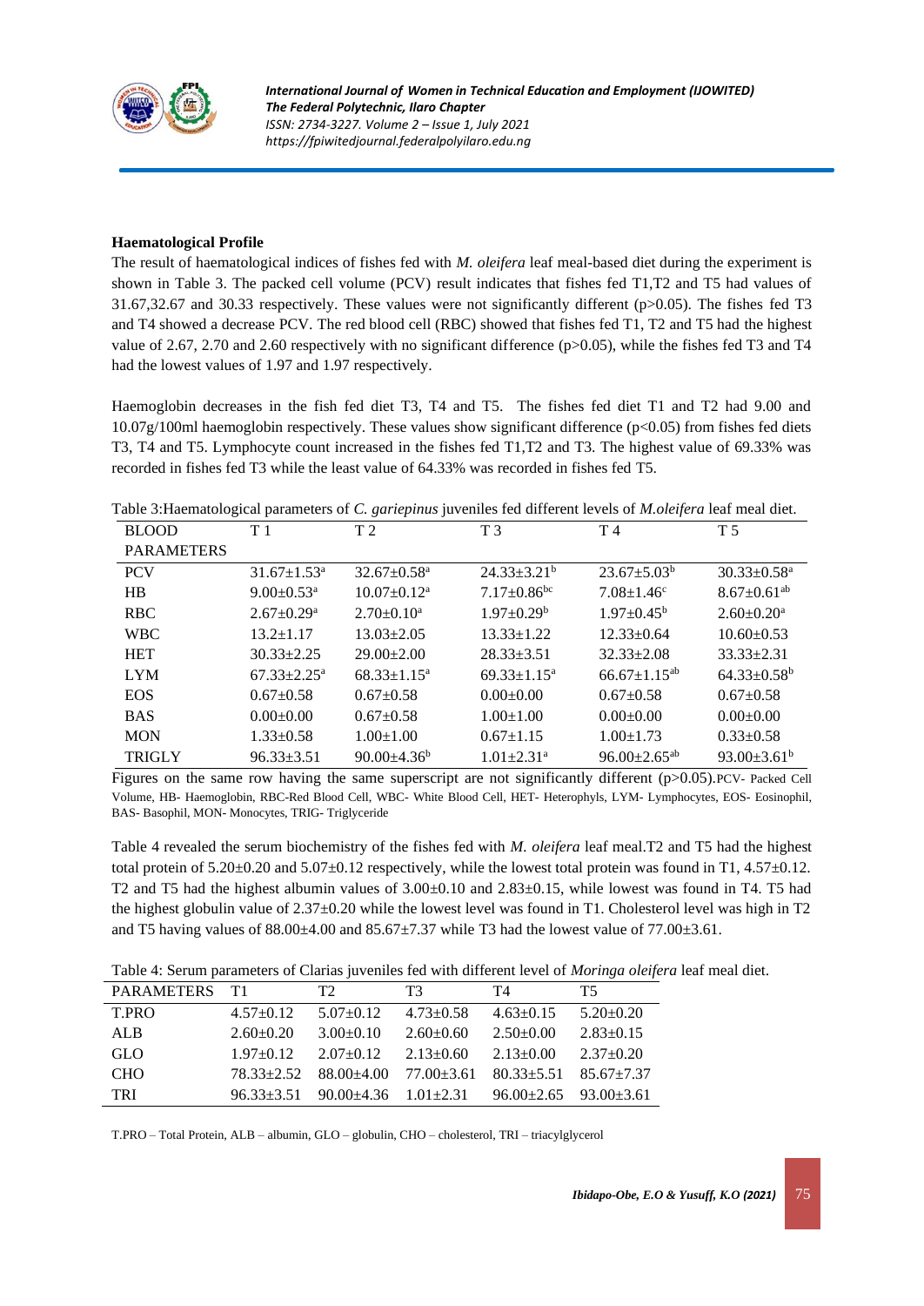**Haematological Profile**

The result of haematological indices of fishes fed with *M. oleifera* leaf meal-based diet during the experiment is shown in Table 3. The packed cell volume (PCV) result indicates that fishes fed T1,T2 and T5 had values of 31.67,32.67 and 30.33 respectively. These values were not significantly different ($p>0.05$). The fishes fed T3 and T4 showed a decrease PCV. The red blood cell (RBC) showed that fishes fed T1, T2 and T5 had the highest value of 2.67, 2.70 and 2.60 respectively with no significant difference ($p>0.05$), while the fishes fed T3 and T4 had the lowest values of 1.97 and 1.97 respectively.

Haemoglobin decreases in the fish fed diet T3, T4 and T5. The fishes fed diet T1 and T2 had 9.00 and 10.07g/100ml haemoglobin respectively. These values show significant difference ($p<0.05$) from fishes fed diets T3, T4 and T5. Lymphocyte count increased in the fishes fed T1,T2 and T3. The highest value of 69.33% was recorded in fishes fed T3 while the least value of 64.33% was recorded in fishes fed T5.

Table 3:Haematological parameters of *C. gariepinus* juveniles fed different levels of *M.oleifera* leaf meal diet.

| BLOOD PARAMETERS | T 1 | T 2 | T 3 | T 4 | T 5 |
|---|---|---|---|---|---|
| PCV | $31.67\pm1.53^{a}$ | $32.67\pm0.58^{a}$ | $24.33\pm3.21^{b}$ | $23.67\pm5.03^{b}$ | $30.33\pm0.58^{a}$ |
| HB | $9.00\pm0.53^{a}$ | $10.07\pm0.12^{a}$ | $7.17\pm0.86^{bc}$ | $7.08\pm1.46^{c}$ | $8.67\pm0.61^{ab}$ |
| RBC | $2.67\pm0.29^{a}$ | $2.70\pm0.10^{a}$ | $1.97\pm0.29^{b}$ | $1.97\pm0.45^{b}$ | $2.60\pm0.20^{a}$ |
| WBC | $13.2\pm1.17$ | $13.03\pm2.05$ | $13.33\pm1.22$ | $12.33\pm0.64$ | $10.60\pm0.53$ |
| HET | $30.33\pm2.25$ | $29.00\pm2.00$ | $28.33\pm3.51$ | $32.33\pm2.08$ | $33.33\pm2.31$ |
| LYM | $67.33\pm2.25^{a}$ | $68.33\pm1.15^{a}$ | $69.33\pm1.15^{a}$ | $66.67\pm1.15^{ab}$ | $64.33\pm0.58^{b}$ |
| EOS | $0.67\pm0.58$ | $0.67\pm0.58$ | $0.00\pm0.00$ | $0.67\pm0.58$ | $0.67\pm0.58$ |
| BAS | $0.00\pm0.00$ | $0.67\pm0.58$ | $1.00\pm1.00$ | $0.00\pm0.00$ | $0.00\pm0.00$ |
| MON | $1.33\pm0.58$ | $1.00\pm1.00$ | $0.67\pm1.15$ | $1.00\pm1.73$ | $0.33\pm0.58$ |
| TRIGLY | $96.33\pm3.51$ | $90.00\pm4.36^{b}$ | $1.01\pm2.31^{a}$ | $96.00\pm2.65^{ab}$ | $93.00\pm3.61^{b}$ |

Figures on the same row having the same superscript are not significantly different ($p>0.05$).PCV- Packed Cell Volume, HB- Haemoglobin, RBC-Red Blood Cell, WBC- White Blood Cell, HET- Heterophyls, LYM- Lymphocytes, EOS- Eosinophil, BAS- Basophil, MON- Monocytes, TRIG- Triglyceride

Table 4 revealed the serum biochemistry of the fishes fed with *M. oleifera* leaf meal.T2 and T5 had the highest total protein of 5.20±0.20 and 5.07±0.12 respectively, while the lowest total protein was found in T1, 4.57±0.12. T2 and T5 had the highest albumin values of 3.00±0.10 and 2.83±0.15, while lowest was found in T4. T5 had the highest globulin value of 2.37±0.20 while the lowest level was found in T1. Cholesterol level was high in T2 and T5 having values of 88.00±4.00 and 85.67±7.37 while T3 had the lowest value of 77.00±3.61.

Table 4: Serum parameters of Clarias juveniles fed with different level of *Moringa oleifera* leaf meal diet.

| PARAMETERS | T1 | T2 | T3 | T4 | T5 |
|---|---|---|---|---|---|
| T.PRO | 4.57±0.12 | 5.07±0.12 | 4.73±0.58 | 4.63±0.15 | 5.20±0.20 |
| ALB | 2.60±0.20 | 3.00±0.10 | 2.60±0.60 | 2.50±0.00 | 2.83±0.15 |
| GLO | 1.97±0.12 | 2.07±0.12 | 2.13±0.60 | 2.13±0.00 | 2.37±0.20 |
| CHO | 78.33±2.52 | 88.00±4.00 | 77.00±3.61 | 80.33±5.51 | 85.67±7.37 |
| TRI | 96.33±3.51 | 90.00±4.36 | 1.01±2.31 | 96.00±2.65 | 93.00±3.61 |

T.PRO – Total Protein, ALB – albumin, GLO – globulin, CHO – cholesterol, TRI – triacylglycerol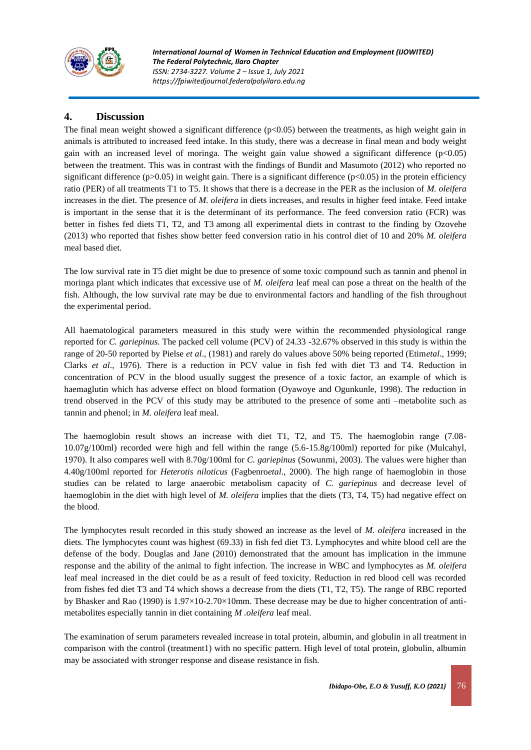## 4. Discussion

The final mean weight showed a significant difference ($p<0.05$) between the treatments, as high weight gain in animals is attributed to increased feed intake. In this study, there was a decrease in final mean and body weight gain with an increased level of moringa. The weight gain value showed a significant difference ($p<0.05$) between the treatment. This was in contrast with the findings of Bundit and Masumoto (2012) who reported no significant difference ($p>0.05$) in weight gain. There is a significant difference ($p<0.05$) in the protein efficiency ratio (PER) of all treatments T1 to T5. It shows that there is a decrease in the PER as the inclusion of *M. oleifera* increases in the diet. The presence of *M. oleifera* in diets increases, and results in higher feed intake. Feed intake is important in the sense that it is the determinant of its performance. The feed conversion ratio (FCR) was better in fishes fed diets T1, T2, and T3 among all experimental diets in contrast to the finding by Ozovehe (2013) who reported that fishes show better feed conversion ratio in his control diet of 10 and 20% *M. oleifera* meal based diet.

The low survival rate in T5 diet might be due to presence of some toxic compound such as tannin and phenol in moringa plant which indicates that excessive use of *M. oleifera* leaf meal can pose a threat on the health of the fish. Although, the low survival rate may be due to environmental factors and handling of the fish throughout the experimental period.

All haematological parameters measured in this study were within the recommended physiological range reported for *C. gariepinus.* The packed cell volume (PCV) of 24.33 -32.67% observed in this study is within the range of 20-50 reported by Pielse *et al*., (1981) and rarely do values above 50% being reported (Etim*etal*., 1999; Clarks *et al*., 1976). There is a reduction in PCV value in fish fed with diet T3 and T4. Reduction in concentration of PCV in the blood usually suggest the presence of a toxic factor, an example of which is haemaglutin which has adverse effect on blood formation (Oyawoye and Ogunkunle, 1998). The reduction in trend observed in the PCV of this study may be attributed to the presence of some anti –metabolite such as tannin and phenol; in *M. oleifera* leaf meal.

The haemoglobin result shows an increase with diet T1, T2, and T5. The haemoglobin range (7.08-10.07g/100ml) recorded were high and fell within the range (5.6-15.8g/100ml) reported for pike (Mulcahyl, 1970). It also compares well with 8.70g/100ml for *C. gariepinus* (Sowunmi, 2003). The values were higher than 4.40g/100ml reported for *Heterotis niloticus* (Fagbenro*etal*., 2000). The high range of haemoglobin in those studies can be related to large anaerobic metabolism capacity of *C. gariepinus* and decrease level of haemoglobin in the diet with high level of *M. oleifera* implies that the diets (T3, T4, T5) had negative effect on the blood.

The lymphocytes result recorded in this study showed an increase as the level of *M. oleifera* increased in the diets. The lymphocytes count was highest (69.33) in fish fed diet T3. Lymphocytes and white blood cell are the defense of the body. Douglas and Jane (2010) demonstrated that the amount has implication in the immune response and the ability of the animal to fight infection. The increase in WBC and lymphocytes as *M. oleifera* leaf meal increased in the diet could be as a result of feed toxicity. Reduction in red blood cell was recorded from fishes fed diet T3 and T4 which shows a decrease from the diets (T1, T2, T5). The range of RBC reported by Bhasker and Rao (1990) is 1.97×10-2.70×10mm. These decrease may be due to higher concentration of anti-metabolites especially tannin in diet containing *M .oleifera* leaf meal.

The examination of serum parameters revealed increase in total protein, albumin, and globulin in all treatment in comparison with the control (treatment1) with no specific pattern. High level of total protein, globulin, albumin may be associated with stronger response and disease resistance in fish.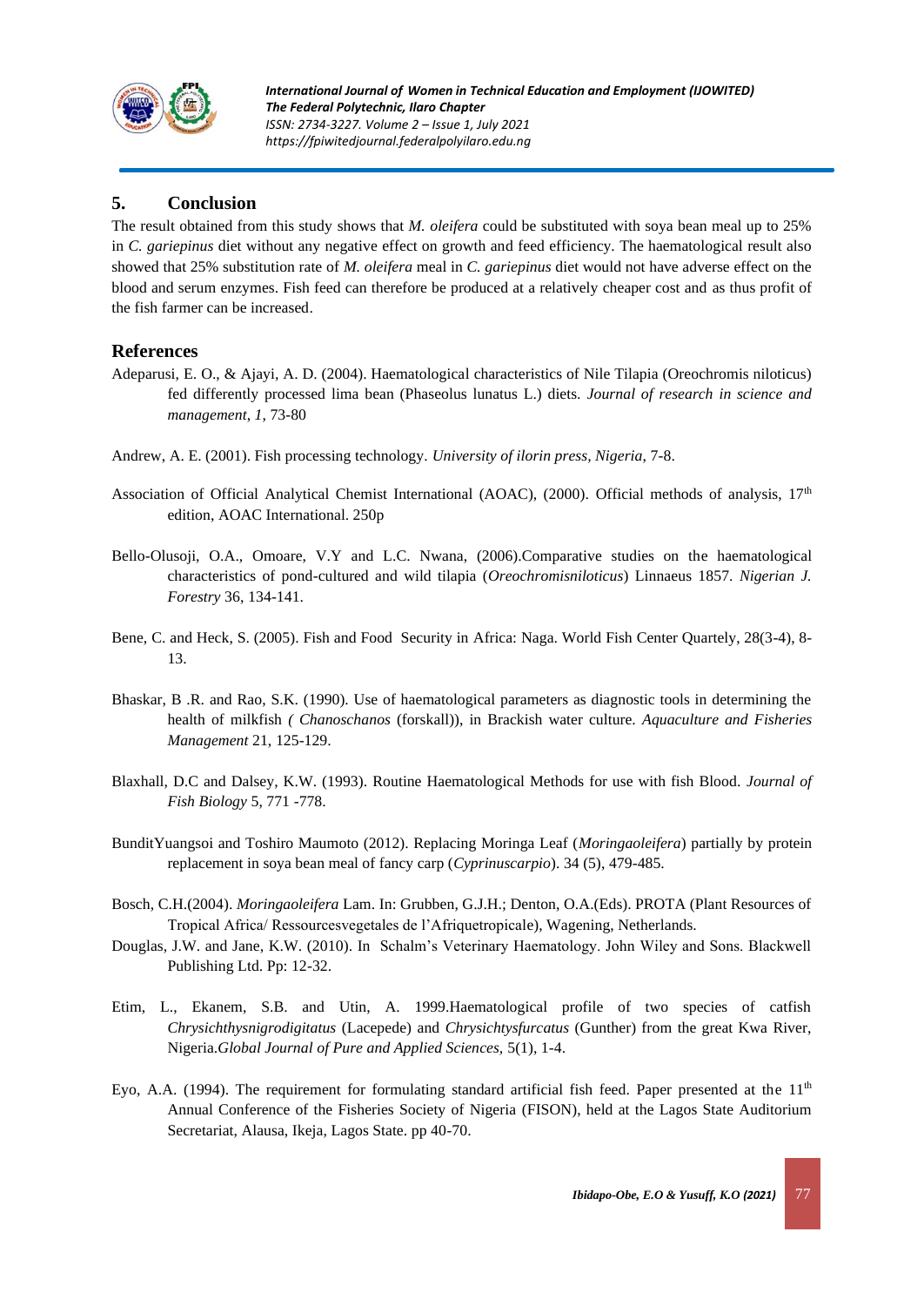## 5. Conclusion

The result obtained from this study shows that *M. oleifera* could be substituted with soya bean meal up to 25% in *C. gariepinus* diet without any negative effect on growth and feed efficiency. The haematological result also showed that 25% substitution rate of *M. oleifera* meal in *C. gariepinus* diet would not have adverse effect on the blood and serum enzymes. Fish feed can therefore be produced at a relatively cheaper cost and as thus profit of the fish farmer can be increased.

## References

Adeparusi, E. O., & Ajayi, A. D. (2004). Haematological characteristics of Nile Tilapia (Oreochromis niloticus) fed differently processed lima bean (Phaseolus lunatus L.) diets. *Journal of research in science and management*, *1*, 73-80

Andrew, A. E. (2001). Fish processing technology. *University of ilorin press, Nigeria*, 7-8.

Association of Official Analytical Chemist International (AOAC), (2000). Official methods of analysis, 17th edition, AOAC International. 250p

Bello-Olusoji, O.A., Omoare, V.Y and L.C. Nwana, (2006).Comparative studies on the haematological characteristics of pond-cultured and wild tilapia (*Oreochromisniloticus*) Linnaeus 1857. *Nigerian J. Forestry* 36, 134-141.

Bene, C. and Heck, S. (2005). Fish and Food Security in Africa: Naga. World Fish Center Quartely, 28(3-4), 8-13.

Bhaskar, B .R. and Rao, S.K. (1990). Use of haematological parameters as diagnostic tools in determining the health of milkfish *( Chanoschanos* (forskall)), in Brackish water culture. *Aquaculture and Fisheries Management* 21, 125-129.

Blaxhall, D.C and Dalsey, K.W. (1993). Routine Haematological Methods for use with fish Blood. *Journal of Fish Biology* 5, 771 -778.

BunditYuangsoi and Toshiro Maumoto (2012). Replacing Moringa Leaf (*Moringaoleifera*) partially by protein replacement in soya bean meal of fancy carp (*Cyprinuscarpio*). 34 (5), 479-485.

Bosch, C.H.(2004). *Moringaoleifera* Lam. In: Grubben, G.J.H.; Denton, O.A.(Eds). PROTA (Plant Resources of Tropical Africa/ Ressourcesvegetales de l'Afriquetropicale), Wagening, Netherlands.

Douglas, J.W. and Jane, K.W. (2010). In Schalm's Veterinary Haematology. John Wiley and Sons. Blackwell Publishing Ltd. Pp: 12-32.

Etim, L., Ekanem, S.B. and Utin, A. 1999.Haematological profile of two species of catfish *Chrysichthysnigrodigitatus* (Lacepede) and *Chrysichtysfurcatus* (Gunther) from the great Kwa River, Nigeria.*Global Journal of Pure and Applied Sciences,* 5(1), 1-4.

Eyo, A.A. (1994). The requirement for formulating standard artificial fish feed. Paper presented at the 11th Annual Conference of the Fisheries Society of Nigeria (FISON), held at the Lagos State Auditorium Secretariat, Alausa, Ikeja, Lagos State. pp 40-70.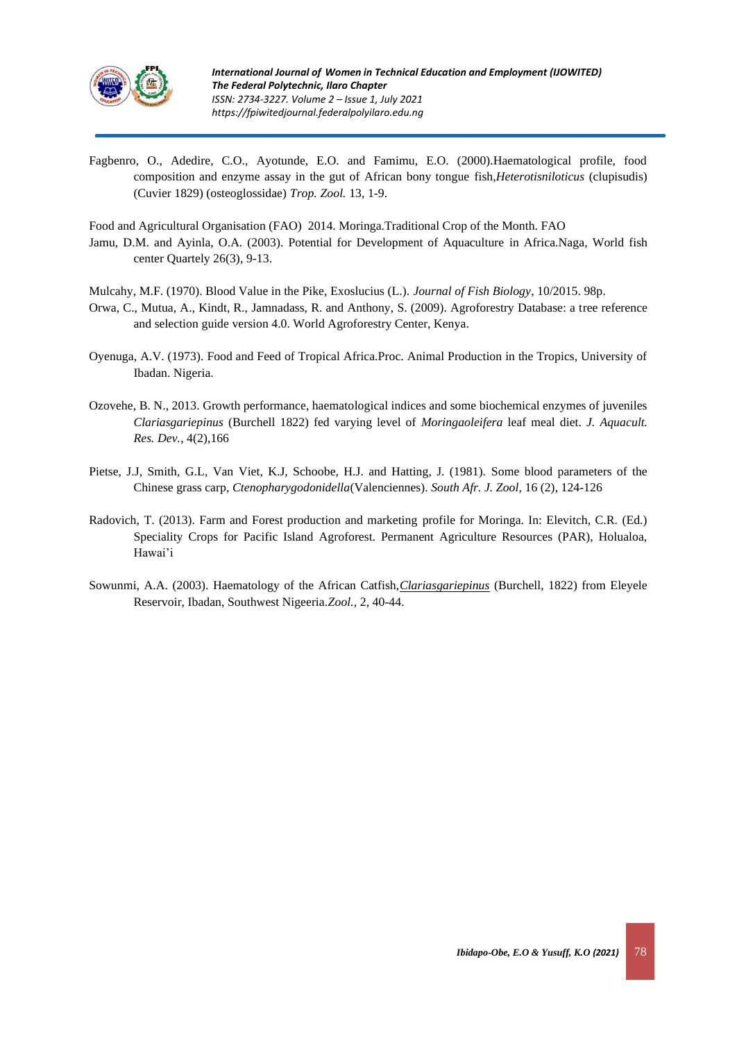Fagbenro, O., Adedire, C.O., Ayotunde, E.O. and Famimu, E.O. (2000).Haematological profile, food composition and enzyme assay in the gut of African bony tongue fish,*Heterotisniloticus* (clupisudis) (Cuvier 1829) (osteoglossidae) *Trop. Zool.* 13, 1-9.

Food and Agricultural Organisation (FAO) 2014. Moringa.Traditional Crop of the Month. FAO

Jamu, D.M. and Ayinla, O.A. (2003). Potential for Development of Aquaculture in Africa.Naga, World fish center Quartely 26(3), 9-13.

Mulcahy, M.F. (1970). Blood Value in the Pike, Exoslucius (L.). *Journal of Fish Biology*, 10/2015. 98p.

Orwa, C., Mutua, A., Kindt, R., Jamnadass, R. and Anthony, S. (2009). Agroforestry Database: a tree reference and selection guide version 4.0. World Agroforestry Center, Kenya.

Oyenuga, A.V. (1973). Food and Feed of Tropical Africa.Proc. Animal Production in the Tropics, University of Ibadan. Nigeria.

Ozovehe, B. N., 2013. Growth performance, haematological indices and some biochemical enzymes of juveniles *Clariasgariepinus* (Burchell 1822) fed varying level of *Moringaoleifera* leaf meal diet. *J. Aquacult. Res. Dev.*, 4(2),166

Pietse, J.J, Smith, G.L, Van Viet, K.J, Schoobe, H.J. and Hatting, J. (1981). Some blood parameters of the Chinese grass carp, *Ctenopharygodonidella*(Valenciennes). *South Afr. J. Zool,* 16 (2), 124-126

Radovich, T. (2013). Farm and Forest production and marketing profile for Moringa. In: Elevitch, C.R. (Ed.) Speciality Crops for Pacific Island Agroforest. Permanent Agriculture Resources (PAR), Holualoa, Hawai'i

Sowunmi, A.A. (2003). Haematology of the African Catfish,*Clariasgariepinus* (Burchell, 1822) from Eleyele Reservoir, Ibadan, Southwest Nigeeria.*Zool.,* 2, 40-44.